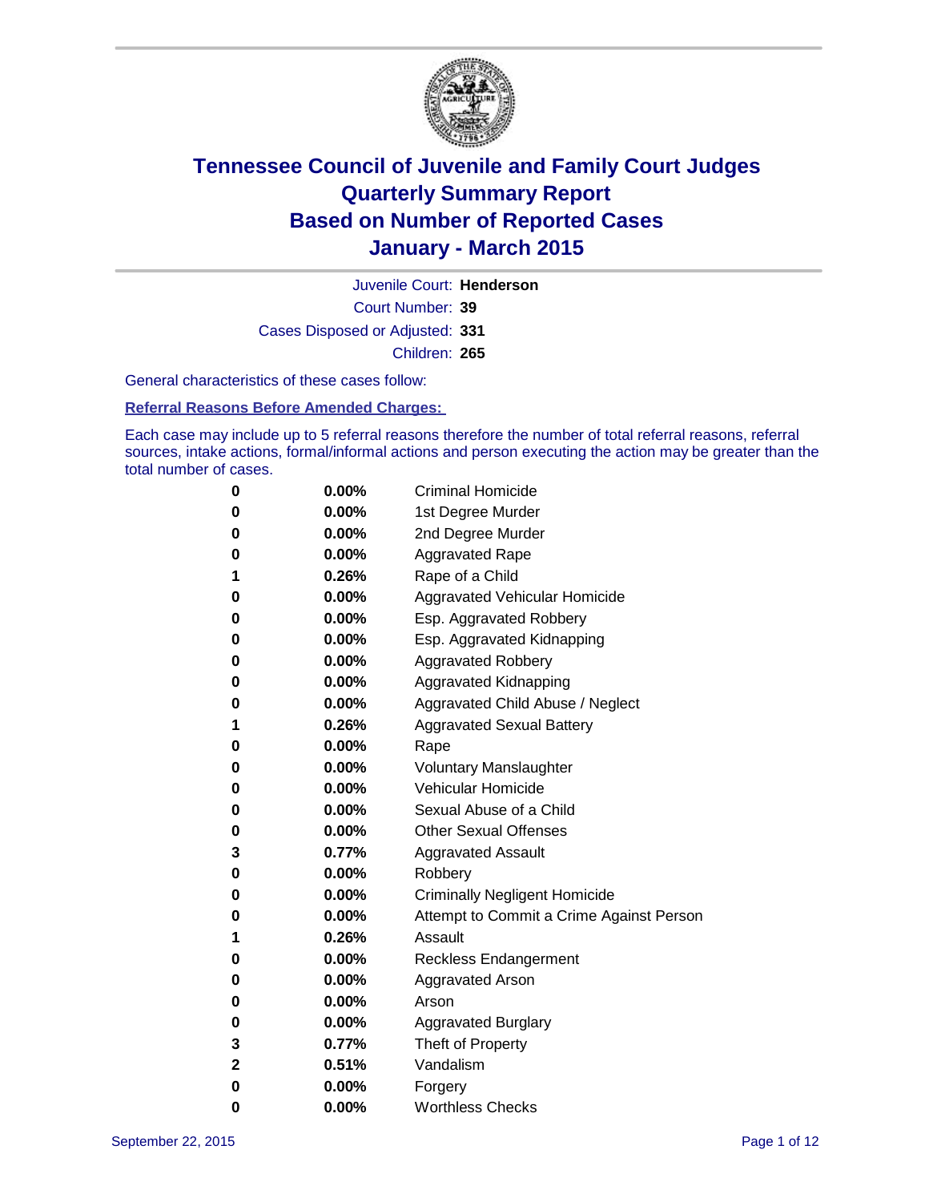# Tennessee Council of Juvenile and Family Court Judges
# Quarterly Summary Report
# Based on Number of Reported Cases
# January - March 2015

Juvenile Court: **Henderson**

Court Number: **39**

Cases Disposed or Adjusted: **331**

Children: **265**

General characteristics of these cases follow:

**Referral Reasons Before Amended Charges:**

Each case may include up to 5 referral reasons therefore the number of total referral reasons, referral sources, intake actions, formal/informal actions and person executing the action may be greater than the total number of cases.

| Count | Percent | Referral Reason |
|---|---|---|
| 0 | 0.00% | Criminal Homicide |
| 0 | 0.00% | 1st Degree Murder |
| 0 | 0.00% | 2nd Degree Murder |
| 0 | 0.00% | Aggravated Rape |
| 1 | 0.26% | Rape of a Child |
| 0 | 0.00% | Aggravated Vehicular Homicide |
| 0 | 0.00% | Esp. Aggravated Robbery |
| 0 | 0.00% | Esp. Aggravated Kidnapping |
| 0 | 0.00% | Aggravated Robbery |
| 0 | 0.00% | Aggravated Kidnapping |
| 0 | 0.00% | Aggravated Child Abuse / Neglect |
| 1 | 0.26% | Aggravated Sexual Battery |
| 0 | 0.00% | Rape |
| 0 | 0.00% | Voluntary Manslaughter |
| 0 | 0.00% | Vehicular Homicide |
| 0 | 0.00% | Sexual Abuse of a Child |
| 0 | 0.00% | Other Sexual Offenses |
| 3 | 0.77% | Aggravated Assault |
| 0 | 0.00% | Robbery |
| 0 | 0.00% | Criminally Negligent Homicide |
| 0 | 0.00% | Attempt to Commit a Crime Against Person |
| 1 | 0.26% | Assault |
| 0 | 0.00% | Reckless Endangerment |
| 0 | 0.00% | Aggravated Arson |
| 0 | 0.00% | Arson |
| 0 | 0.00% | Aggravated Burglary |
| 3 | 0.77% | Theft of Property |
| 2 | 0.51% | Vandalism |
| 0 | 0.00% | Forgery |
| 0 | 0.00% | Worthless Checks |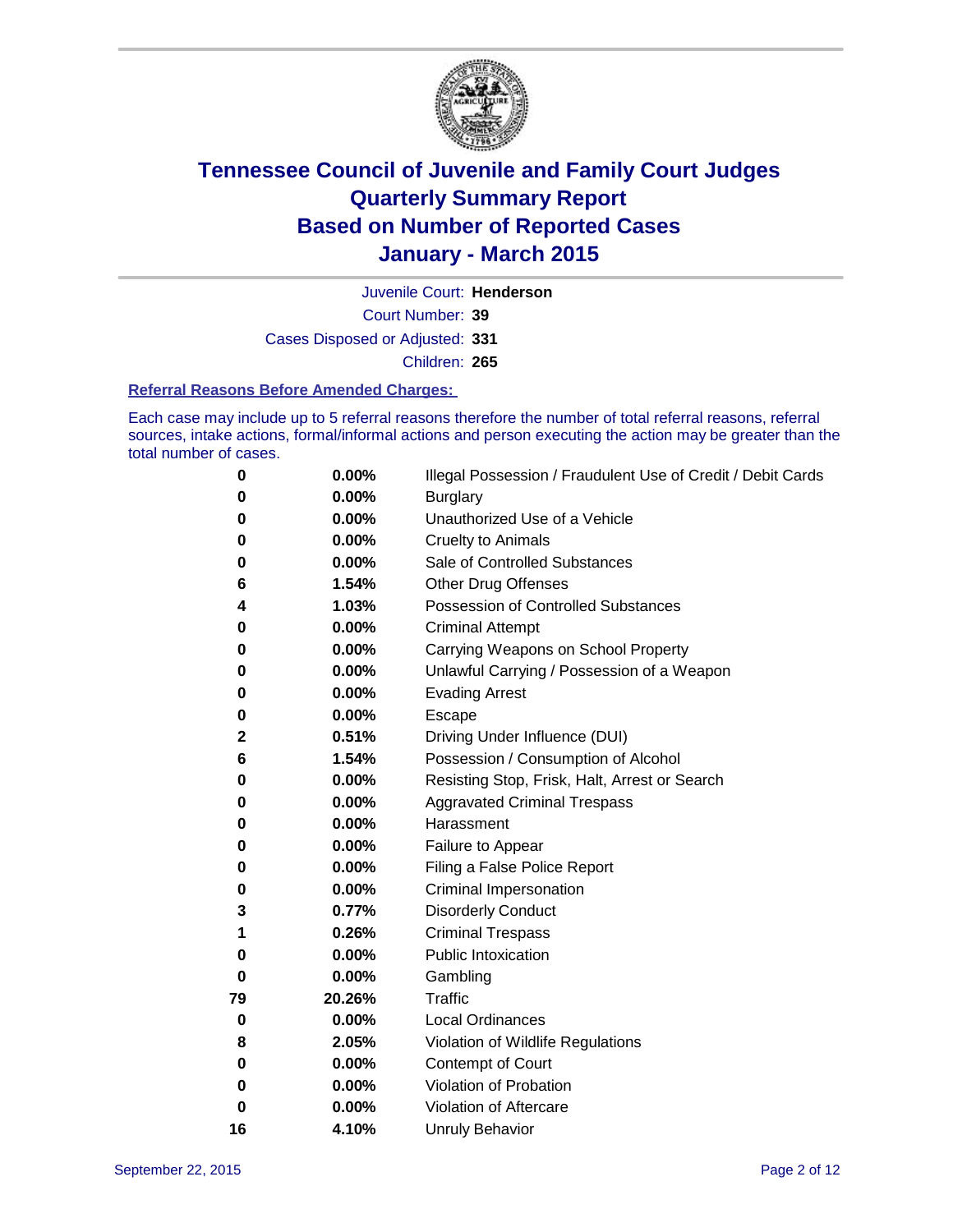# Tennessee Council of Juvenile and Family Court Judges
## Quarterly Summary Report
## Based on Number of Reported Cases
## January - March 2015

Juvenile Court: **Henderson**
Court Number: **39**
Cases Disposed or Adjusted: **331**
Children: **265**

### Referral Reasons Before Amended Charges:

Each case may include up to 5 referral reasons therefore the number of total referral reasons, referral sources, intake actions, formal/informal actions and person executing the action may be greater than the total number of cases.

| | | |
|---|---|---|
| **0** | **0.00%** | Illegal Possession / Fraudulent Use of Credit / Debit Cards |
| **0** | **0.00%** | Burglary |
| **0** | **0.00%** | Unauthorized Use of a Vehicle |
| **0** | **0.00%** | Cruelty to Animals |
| **0** | **0.00%** | Sale of Controlled Substances |
| **6** | **1.54%** | Other Drug Offenses |
| **4** | **1.03%** | Possession of Controlled Substances |
| **0** | **0.00%** | Criminal Attempt |
| **0** | **0.00%** | Carrying Weapons on School Property |
| **0** | **0.00%** | Unlawful Carrying / Possession of a Weapon |
| **0** | **0.00%** | Evading Arrest |
| **0** | **0.00%** | Escape |
| **2** | **0.51%** | Driving Under Influence (DUI) |
| **6** | **1.54%** | Possession / Consumption of Alcohol |
| **0** | **0.00%** | Resisting Stop, Frisk, Halt, Arrest or Search |
| **0** | **0.00%** | Aggravated Criminal Trespass |
| **0** | **0.00%** | Harassment |
| **0** | **0.00%** | Failure to Appear |
| **0** | **0.00%** | Filing a False Police Report |
| **0** | **0.00%** | Criminal Impersonation |
| **3** | **0.77%** | Disorderly Conduct |
| **1** | **0.26%** | Criminal Trespass |
| **0** | **0.00%** | Public Intoxication |
| **0** | **0.00%** | Gambling |
| **79** | **20.26%** | Traffic |
| **0** | **0.00%** | Local Ordinances |
| **8** | **2.05%** | Violation of Wildlife Regulations |
| **0** | **0.00%** | Contempt of Court |
| **0** | **0.00%** | Violation of Probation |
| **0** | **0.00%** | Violation of Aftercare |
| **16** | **4.10%** | Unruly Behavior |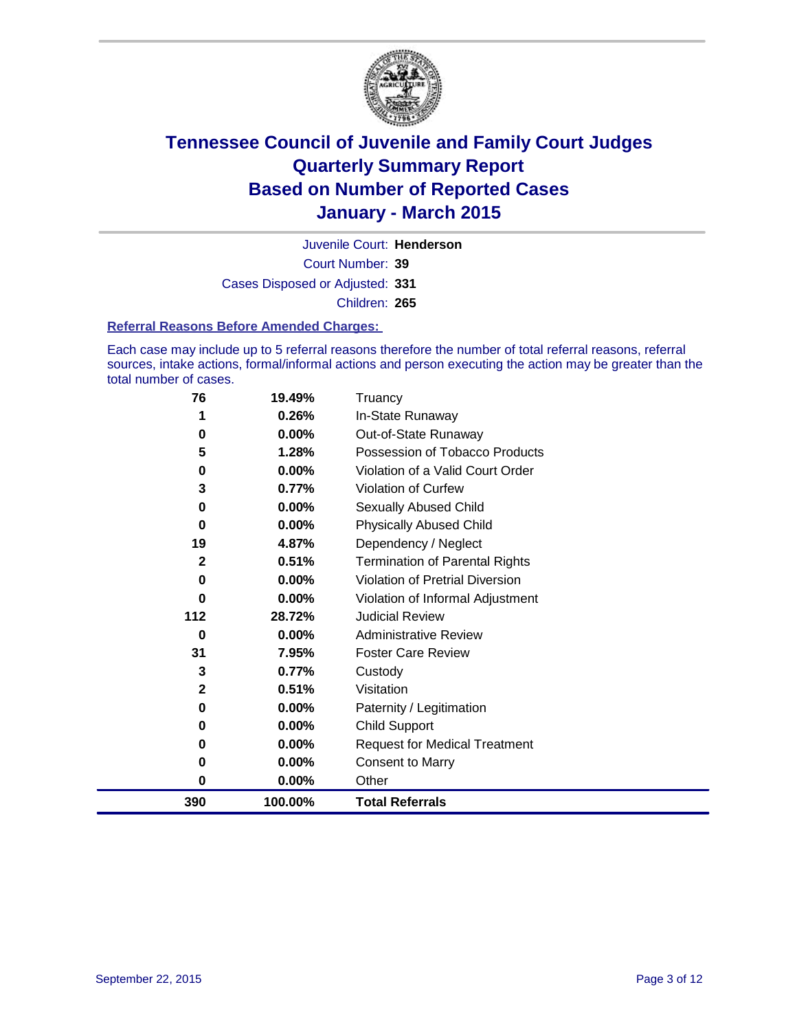# Tennessee Council of Juvenile and Family Court Judges
# Quarterly Summary Report
# Based on Number of Reported Cases
# January - March 2015

Juvenile Court: **Henderson**

Court Number: **39**

Cases Disposed or Adjusted: **331**

Children: **265**

### Referral Reasons Before Amended Charges:

Each case may include up to 5 referral reasons therefore the number of total referral reasons, referral sources, intake actions, formal/informal actions and person executing the action may be greater than the total number of cases.

| Count | Percent | Referral Reason |
|---|---|---|
| 76 | 19.49% | Truancy |
| 1 | 0.26% | In-State Runaway |
| 0 | 0.00% | Out-of-State Runaway |
| 5 | 1.28% | Possession of Tobacco Products |
| 0 | 0.00% | Violation of a Valid Court Order |
| 3 | 0.77% | Violation of Curfew |
| 0 | 0.00% | Sexually Abused Child |
| 0 | 0.00% | Physically Abused Child |
| 19 | 4.87% | Dependency / Neglect |
| 2 | 0.51% | Termination of Parental Rights |
| 0 | 0.00% | Violation of Pretrial Diversion |
| 0 | 0.00% | Violation of Informal Adjustment |
| 112 | 28.72% | Judicial Review |
| 0 | 0.00% | Administrative Review |
| 31 | 7.95% | Foster Care Review |
| 3 | 0.77% | Custody |
| 2 | 0.51% | Visitation |
| 0 | 0.00% | Paternity / Legitimation |
| 0 | 0.00% | Child Support |
| 0 | 0.00% | Request for Medical Treatment |
| 0 | 0.00% | Consent to Marry |
| 0 | 0.00% | Other |
| **390** | **100.00%** | **Total Referrals** |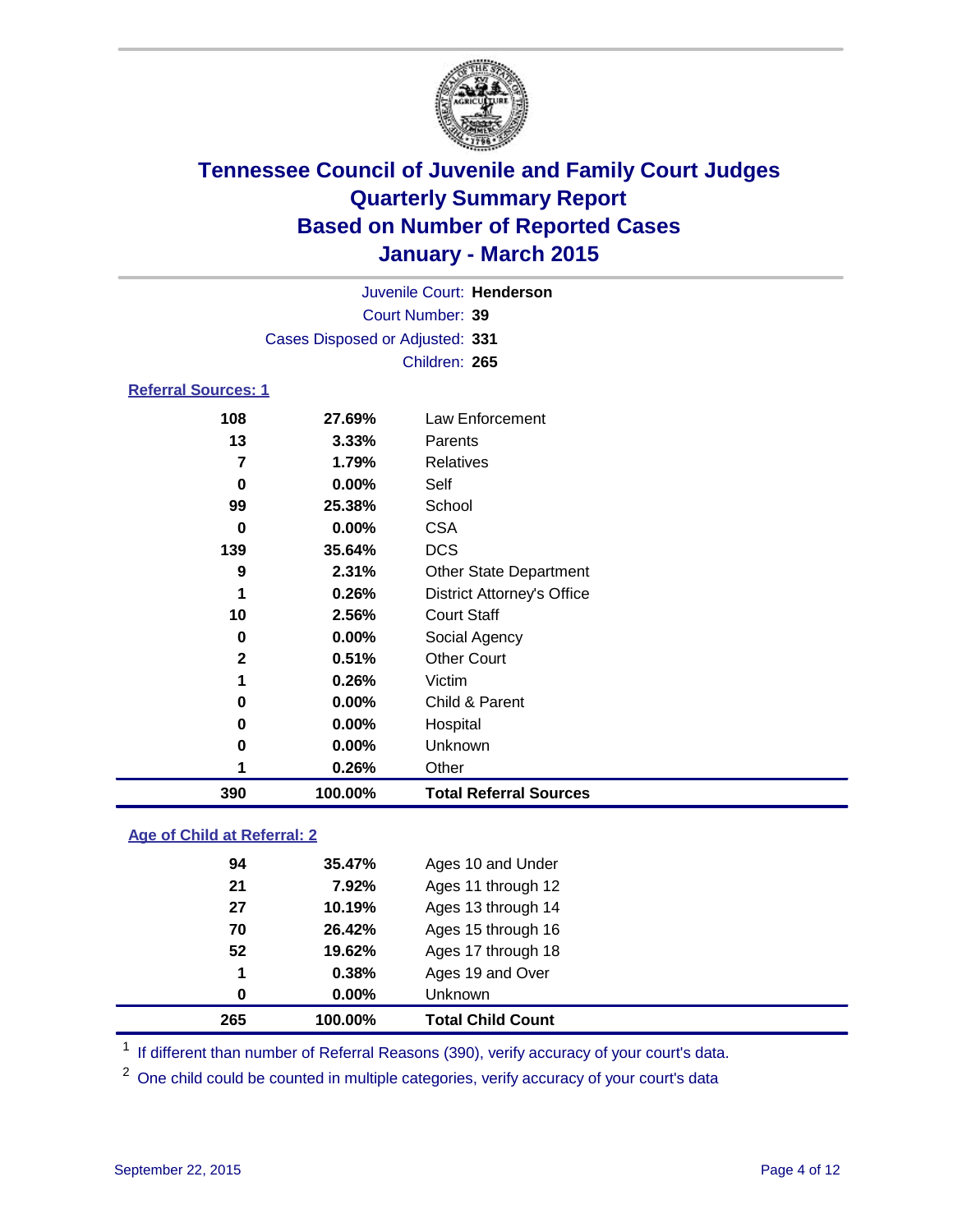# Tennessee Council of Juvenile and Family Court Judges
# Quarterly Summary Report
# Based on Number of Reported Cases
# January - March 2015

Juvenile Court: **Henderson**

Court Number: **39**

Cases Disposed or Adjusted: **331**

Children: **265**

## Referral Sources: 1

| | | |
|---|---|---|
| **108** | **27.69%** | Law Enforcement |
| **13** | **3.33%** | Parents |
| **7** | **1.79%** | Relatives |
| **0** | **0.00%** | Self |
| **99** | **25.38%** | School |
| **0** | **0.00%** | CSA |
| **139** | **35.64%** | DCS |
| **9** | **2.31%** | Other State Department |
| **1** | **0.26%** | District Attorney's Office |
| **10** | **2.56%** | Court Staff |
| **0** | **0.00%** | Social Agency |
| **2** | **0.51%** | Other Court |
| **1** | **0.26%** | Victim |
| **0** | **0.00%** | Child & Parent |
| **0** | **0.00%** | Hospital |
| **0** | **0.00%** | Unknown |
| **1** | **0.26%** | Other |
| **390** | **100.00%** | **Total Referral Sources** |

## Age of Child at Referral: 2

| | | |
|---|---|---|
| **94** | **35.47%** | Ages 10 and Under |
| **21** | **7.92%** | Ages 11 through 12 |
| **27** | **10.19%** | Ages 13 through 14 |
| **70** | **26.42%** | Ages 15 through 16 |
| **52** | **19.62%** | Ages 17 through 18 |
| **1** | **0.38%** | Ages 19 and Over |
| **0** | **0.00%** | Unknown |
| **265** | **100.00%** | **Total Child Count** |

[1] If different than number of Referral Reasons (390), verify accuracy of your court's data.

[2] One child could be counted in multiple categories, verify accuracy of your court's data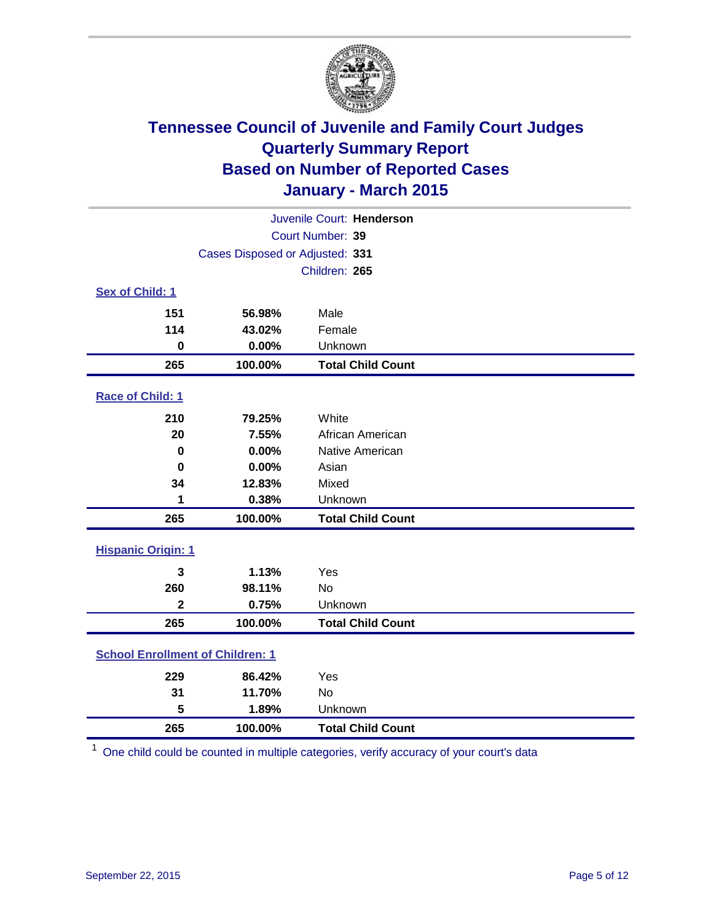# Tennessee Council of Juvenile and Family Court Judges
## Quarterly Summary Report
## Based on Number of Reported Cases
## January - March 2015

Juvenile Court: **Henderson**

Court Number: **39**

Cases Disposed or Adjusted: **331**

Children: **265**

### Sex of Child: [1]

| Count | Percent | Category |
|---|---|---|
| 151 | 56.98% | Male |
| 114 | 43.02% | Female |
| 0 | 0.00% | Unknown |
| **265** | **100.00%** | **Total Child Count** |

### Race of Child: [1]

| Count | Percent | Category |
|---|---|---|
| 210 | 79.25% | White |
| 20 | 7.55% | African American |
| 0 | 0.00% | Native American |
| 0 | 0.00% | Asian |
| 34 | 12.83% | Mixed |
| 1 | 0.38% | Unknown |
| **265** | **100.00%** | **Total Child Count** |

### Hispanic Origin: [1]

| Count | Percent | Category |
|---|---|---|
| 3 | 1.13% | Yes |
| 260 | 98.11% | No |
| 2 | 0.75% | Unknown |
| **265** | **100.00%** | **Total Child Count** |

### School Enrollment of Children: [1]

| Count | Percent | Category |
|---|---|---|
| 229 | 86.42% | Yes |
| 31 | 11.70% | No |
| 5 | 1.89% | Unknown |
| **265** | **100.00%** | **Total Child Count** |

[1] One child could be counted in multiple categories, verify accuracy of your court's data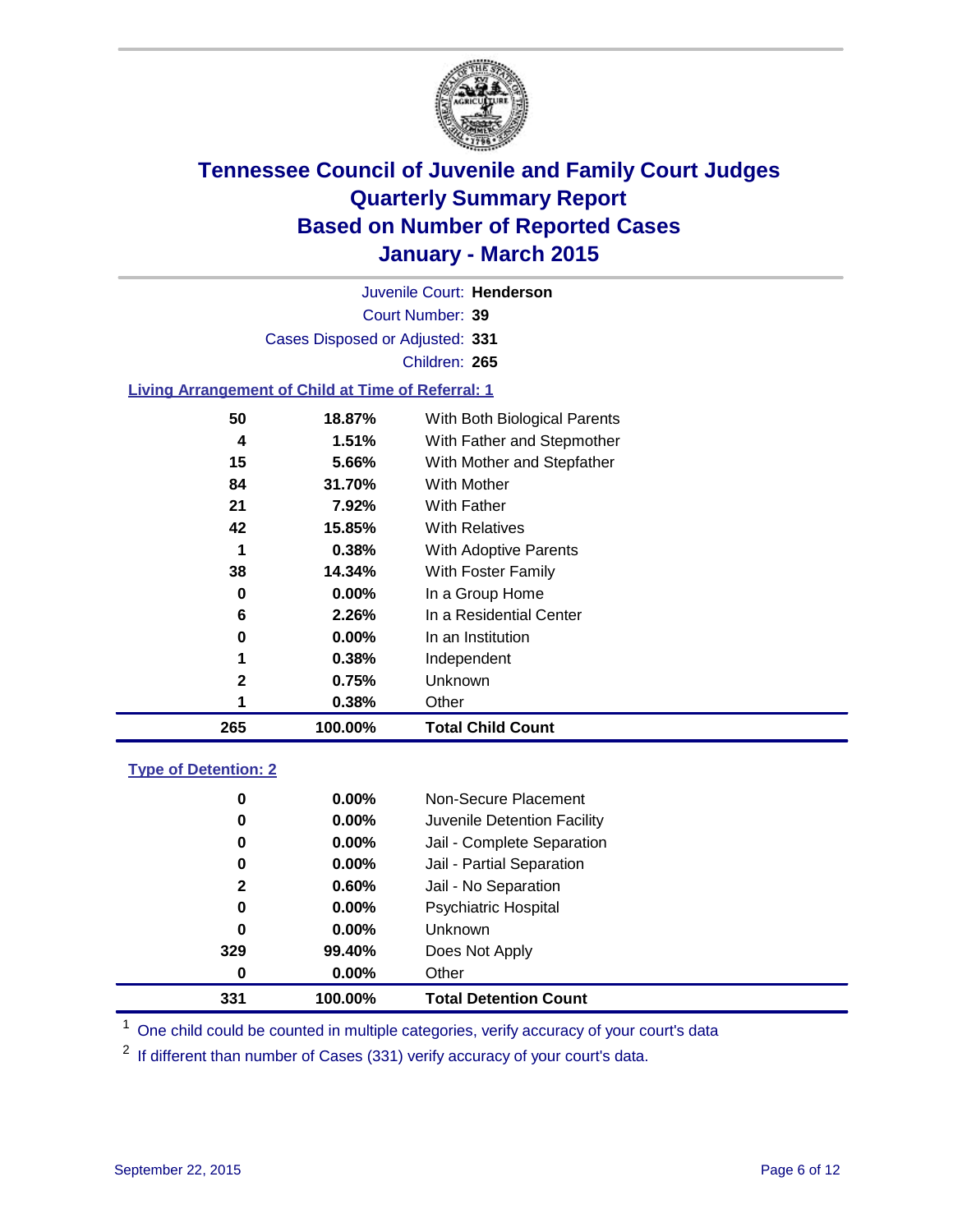# Tennessee Council of Juvenile and Family Court Judges
## Quarterly Summary Report
## Based on Number of Reported Cases
## January - March 2015

Juvenile Court: **Henderson**

Court Number: **39**

Cases Disposed or Adjusted: **331**

Children: **265**

### Living Arrangement of Child at Time of Referral: 1

| Count | Percent | Living Arrangement |
|---|---|---|
| 50 | 18.87% | With Both Biological Parents |
| 4 | 1.51% | With Father and Stepmother |
| 15 | 5.66% | With Mother and Stepfather |
| 84 | 31.70% | With Mother |
| 21 | 7.92% | With Father |
| 42 | 15.85% | With Relatives |
| 1 | 0.38% | With Adoptive Parents |
| 38 | 14.34% | With Foster Family |
| 0 | 0.00% | In a Group Home |
| 6 | 2.26% | In a Residential Center |
| 0 | 0.00% | In an Institution |
| 1 | 0.38% | Independent |
| 2 | 0.75% | Unknown |
| 1 | 0.38% | Other |
| **265** | **100.00%** | **Total Child Count** |

### Type of Detention: 2

| Count | Percent | Type of Detention |
|---|---|---|
| 0 | 0.00% | Non-Secure Placement |
| 0 | 0.00% | Juvenile Detention Facility |
| 0 | 0.00% | Jail - Complete Separation |
| 0 | 0.00% | Jail - Partial Separation |
| 2 | 0.60% | Jail - No Separation |
| 0 | 0.00% | Psychiatric Hospital |
| 0 | 0.00% | Unknown |
| 329 | 99.40% | Does Not Apply |
| 0 | 0.00% | Other |
| **331** | **100.00%** | **Total Detention Count** |

[1] One child could be counted in multiple categories, verify accuracy of your court's data

[2] If different than number of Cases (331) verify accuracy of your court's data.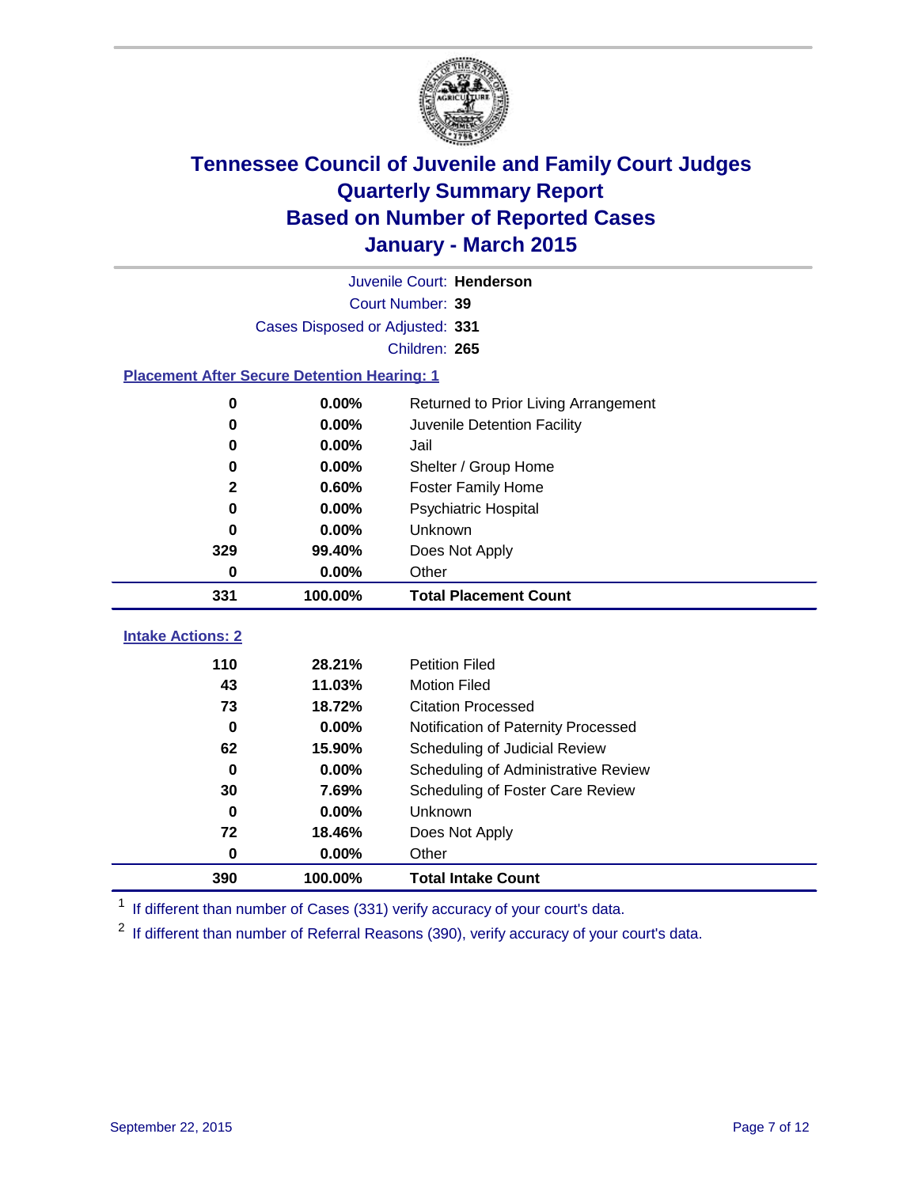# Tennessee Council of Juvenile and Family Court Judges
# Quarterly Summary Report
# Based on Number of Reported Cases
# January - March 2015

Juvenile Court: **Henderson**
Court Number: **39**
Cases Disposed or Adjusted: **331**
Children: **265**

## Placement After Secure Detention Hearing: 1

| Count | Percent | Placement |
|---|---|---|
| 0 | 0.00% | Returned to Prior Living Arrangement |
| 0 | 0.00% | Juvenile Detention Facility |
| 0 | 0.00% | Jail |
| 0 | 0.00% | Shelter / Group Home |
| 2 | 0.60% | Foster Family Home |
| 0 | 0.00% | Psychiatric Hospital |
| 0 | 0.00% | Unknown |
| 329 | 99.40% | Does Not Apply |
| 0 | 0.00% | Other |
| **331** | **100.00%** | **Total Placement Count** |

## Intake Actions: 2

| Count | Percent | Intake Action |
|---|---|---|
| 110 | 28.21% | Petition Filed |
| 43 | 11.03% | Motion Filed |
| 73 | 18.72% | Citation Processed |
| 0 | 0.00% | Notification of Paternity Processed |
| 62 | 15.90% | Scheduling of Judicial Review |
| 0 | 0.00% | Scheduling of Administrative Review |
| 30 | 7.69% | Scheduling of Foster Care Review |
| 0 | 0.00% | Unknown |
| 72 | 18.46% | Does Not Apply |
| 0 | 0.00% | Other |
| **390** | **100.00%** | **Total Intake Count** |

[1] If different than number of Cases (331) verify accuracy of your court's data.

[2] If different than number of Referral Reasons (390), verify accuracy of your court's data.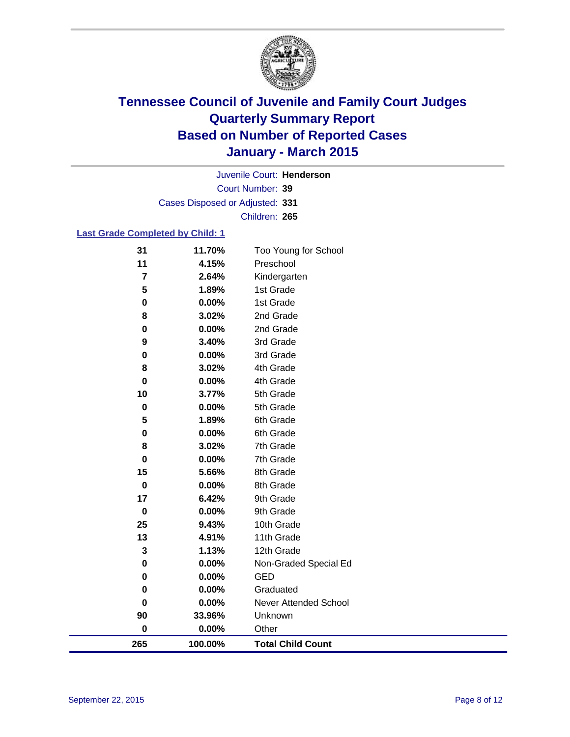# Tennessee Council of Juvenile and Family Court Judges
## Quarterly Summary Report
## Based on Number of Reported Cases
## January - March 2015

Juvenile Court: **Henderson**
Court Number: **39**
Cases Disposed or Adjusted: **331**
Children: **265**

### Last Grade Completed by Child: 1

| Count | Percent | Grade |
|---|---|---|
| 31 | 11.70% | Too Young for School |
| 11 | 4.15% | Preschool |
| 7 | 2.64% | Kindergarten |
| 5 | 1.89% | 1st Grade |
| 0 | 0.00% | 1st Grade |
| 8 | 3.02% | 2nd Grade |
| 0 | 0.00% | 2nd Grade |
| 9 | 3.40% | 3rd Grade |
| 0 | 0.00% | 3rd Grade |
| 8 | 3.02% | 4th Grade |
| 0 | 0.00% | 4th Grade |
| 10 | 3.77% | 5th Grade |
| 0 | 0.00% | 5th Grade |
| 5 | 1.89% | 6th Grade |
| 0 | 0.00% | 6th Grade |
| 8 | 3.02% | 7th Grade |
| 0 | 0.00% | 7th Grade |
| 15 | 5.66% | 8th Grade |
| 0 | 0.00% | 8th Grade |
| 17 | 6.42% | 9th Grade |
| 0 | 0.00% | 9th Grade |
| 25 | 9.43% | 10th Grade |
| 13 | 4.91% | 11th Grade |
| 3 | 1.13% | 12th Grade |
| 0 | 0.00% | Non-Graded Special Ed |
| 0 | 0.00% | GED |
| 0 | 0.00% | Graduated |
| 0 | 0.00% | Never Attended School |
| 90 | 33.96% | Unknown |
| 0 | 0.00% | Other |
| **265** | **100.00%** | **Total Child Count** |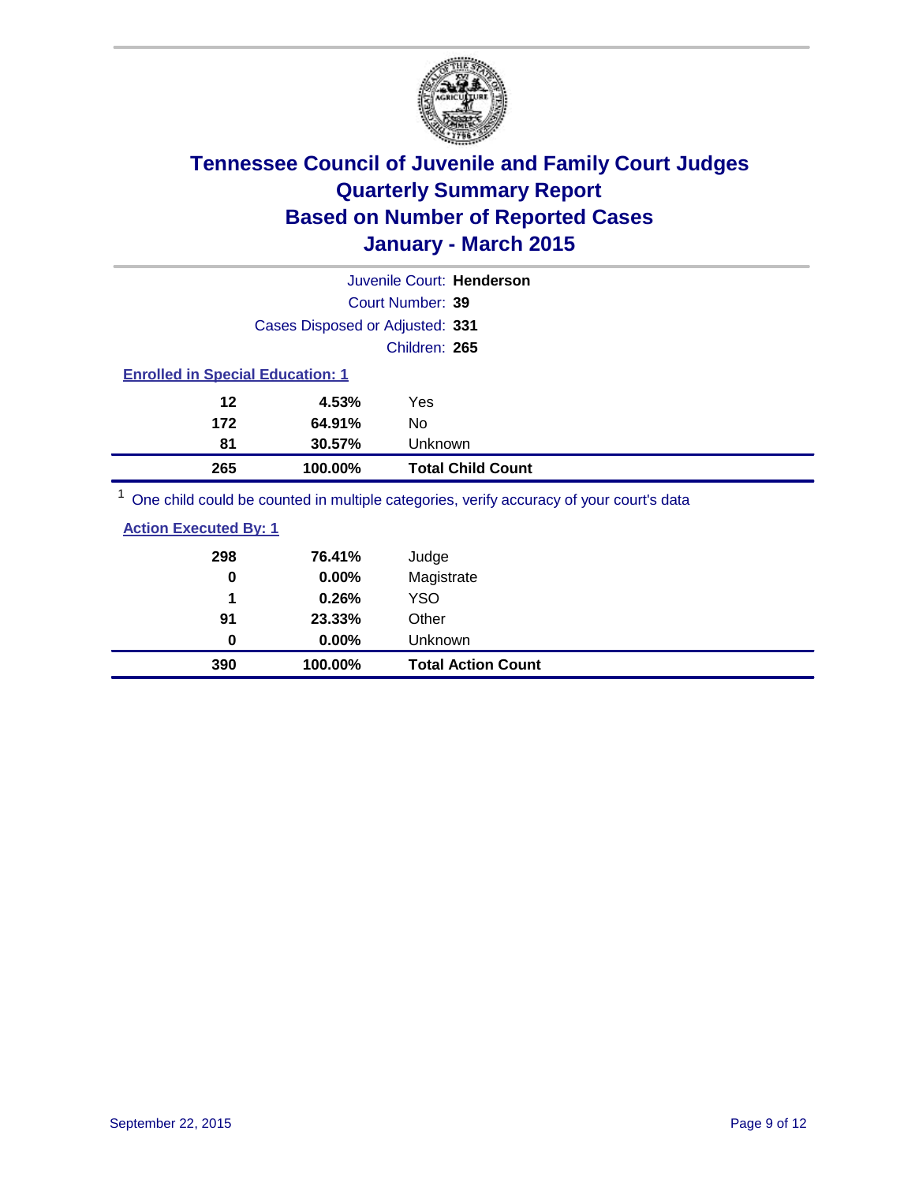# Tennessee Council of Juvenile and Family Court Judges
## Quarterly Summary Report
## Based on Number of Reported Cases
## January - March 2015

Juvenile Court: **Henderson**

Court Number: **39**

Cases Disposed or Adjusted: **331**

Children: **265**

### Enrolled in Special Education: 1

| | | |
|---|---|---|
| 12 | 4.53% | Yes |
| 172 | 64.91% | No |
| 81 | 30.57% | Unknown |
| **265** | **100.00%** | **Total Child Count** |

[1] One child could be counted in multiple categories, verify accuracy of your court's data

### Action Executed By: 1

| | | |
|---|---|---|
| 298 | 76.41% | Judge |
| 0 | 0.00% | Magistrate |
| 1 | 0.26% | YSO |
| 91 | 23.33% | Other |
| 0 | 0.00% | Unknown |
| **390** | **100.00%** | **Total Action Count** |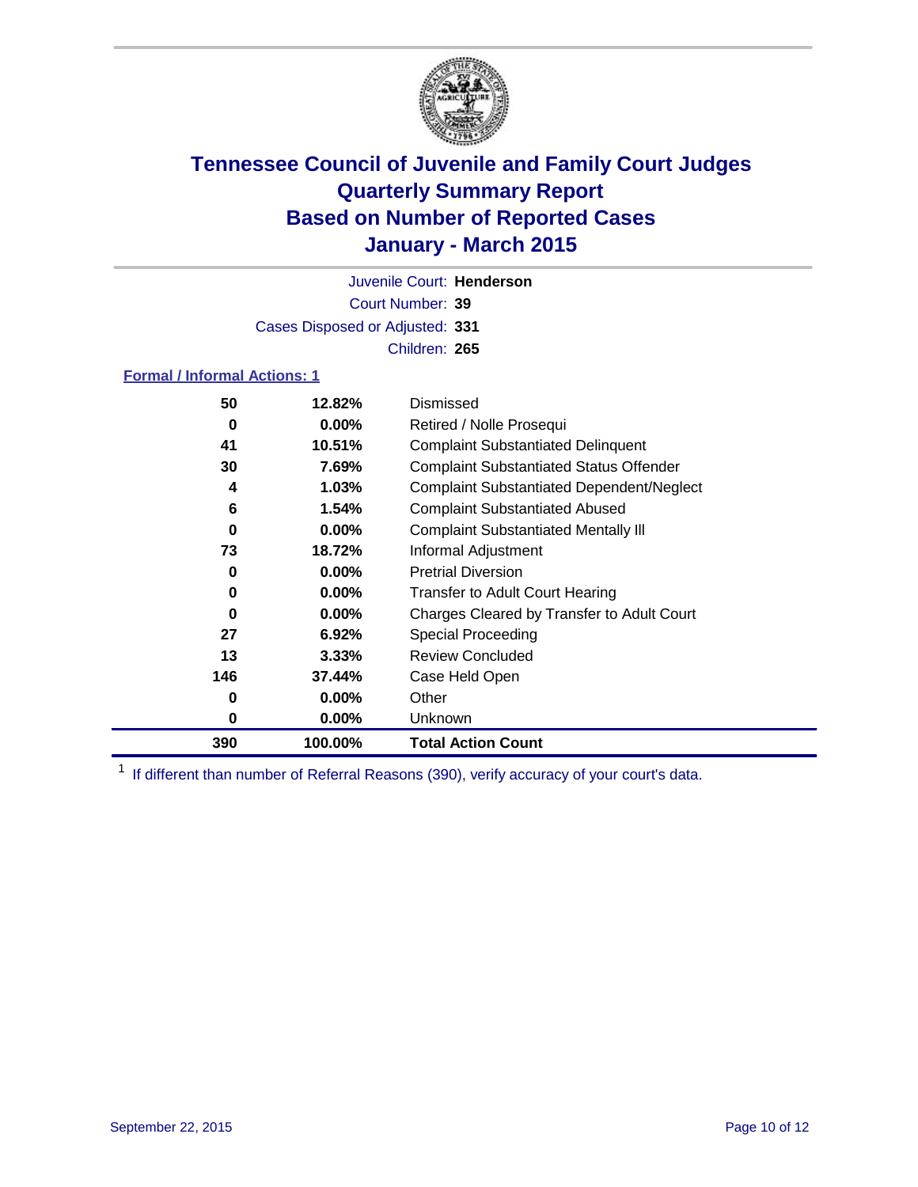# Tennessee Council of Juvenile and Family Court Judges
# Quarterly Summary Report
# Based on Number of Reported Cases
# January - March 2015

Juvenile Court: **Henderson**

Court Number: **39**

Cases Disposed or Adjusted: **331**

Children: **265**

**Formal / Informal Actions: 1**

| Count | Percent | Action |
|---|---|---|
| 50 | 12.82% | Dismissed |
| 0 | 0.00% | Retired / Nolle Prosequi |
| 41 | 10.51% | Complaint Substantiated Delinquent |
| 30 | 7.69% | Complaint Substantiated Status Offender |
| 4 | 1.03% | Complaint Substantiated Dependent/Neglect |
| 6 | 1.54% | Complaint Substantiated Abused |
| 0 | 0.00% | Complaint Substantiated Mentally Ill |
| 73 | 18.72% | Informal Adjustment |
| 0 | 0.00% | Pretrial Diversion |
| 0 | 0.00% | Transfer to Adult Court Hearing |
| 0 | 0.00% | Charges Cleared by Transfer to Adult Court |
| 27 | 6.92% | Special Proceeding |
| 13 | 3.33% | Review Concluded |
| 146 | 37.44% | Case Held Open |
| 0 | 0.00% | Other |
| 0 | 0.00% | Unknown |
| **390** | **100.00%** | **Total Action Count** |

[1] If different than number of Referral Reasons (390), verify accuracy of your court's data.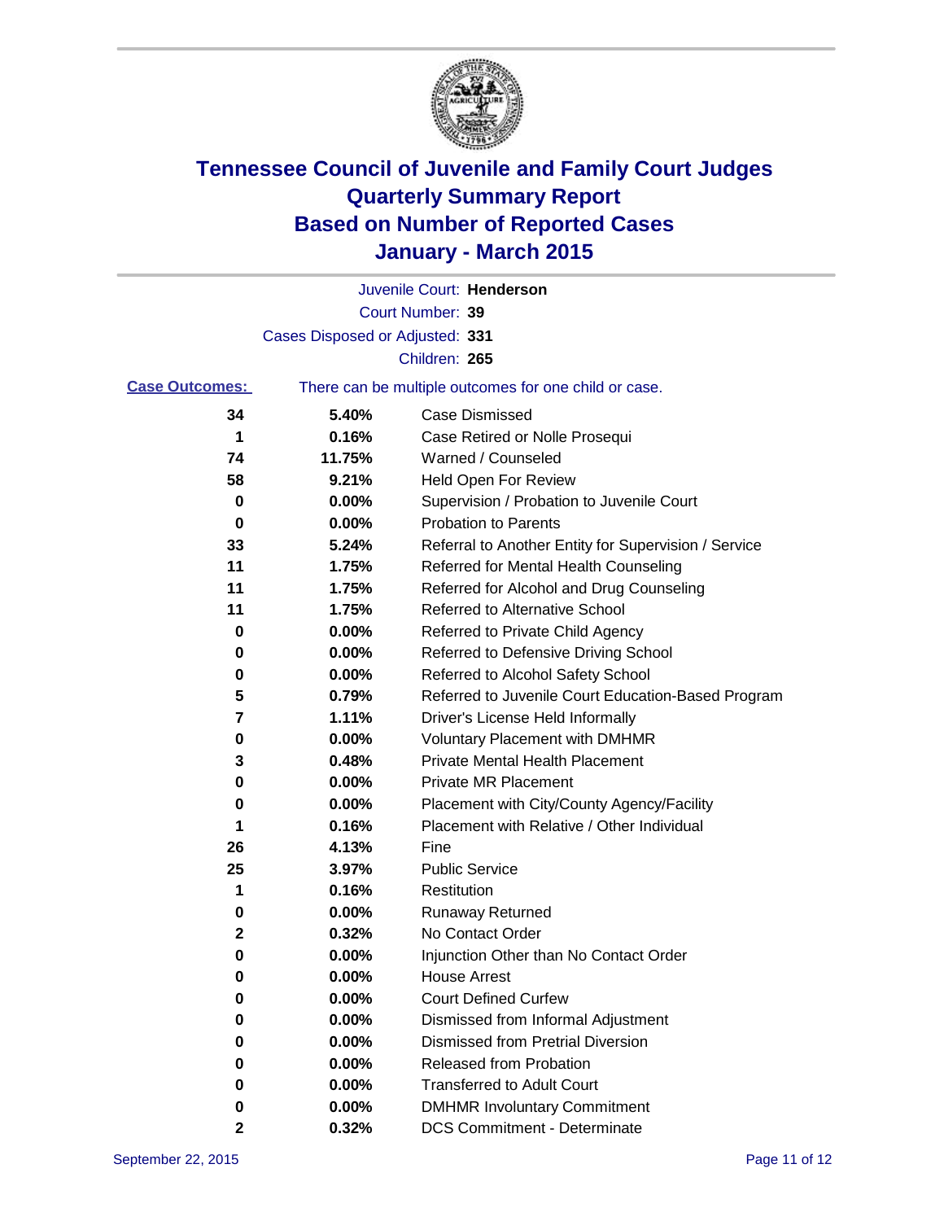# Tennessee Council of Juvenile and Family Court Judges
# Quarterly Summary Report
# Based on Number of Reported Cases
# January - March 2015

Juvenile Court: **Henderson**

Court Number: **39**

Cases Disposed or Adjusted: **331**

Children: **265**

**Case Outcomes:** There can be multiple outcomes for one child or case.

| Count | Percent | Outcome |
|---|---|---|
| **34** | **5.40%** | Case Dismissed |
| **1** | **0.16%** | Case Retired or Nolle Prosequi |
| **74** | **11.75%** | Warned / Counseled |
| **58** | **9.21%** | Held Open For Review |
| **0** | **0.00%** | Supervision / Probation to Juvenile Court |
| **0** | **0.00%** | Probation to Parents |
| **33** | **5.24%** | Referral to Another Entity for Supervision / Service |
| **11** | **1.75%** | Referred for Mental Health Counseling |
| **11** | **1.75%** | Referred for Alcohol and Drug Counseling |
| **11** | **1.75%** | Referred to Alternative School |
| **0** | **0.00%** | Referred to Private Child Agency |
| **0** | **0.00%** | Referred to Defensive Driving School |
| **0** | **0.00%** | Referred to Alcohol Safety School |
| **5** | **0.79%** | Referred to Juvenile Court Education-Based Program |
| **7** | **1.11%** | Driver's License Held Informally |
| **0** | **0.00%** | Voluntary Placement with DMHMR |
| **3** | **0.48%** | Private Mental Health Placement |
| **0** | **0.00%** | Private MR Placement |
| **0** | **0.00%** | Placement with City/County Agency/Facility |
| **1** | **0.16%** | Placement with Relative / Other Individual |
| **26** | **4.13%** | Fine |
| **25** | **3.97%** | Public Service |
| **1** | **0.16%** | Restitution |
| **0** | **0.00%** | Runaway Returned |
| **2** | **0.32%** | No Contact Order |
| **0** | **0.00%** | Injunction Other than No Contact Order |
| **0** | **0.00%** | House Arrest |
| **0** | **0.00%** | Court Defined Curfew |
| **0** | **0.00%** | Dismissed from Informal Adjustment |
| **0** | **0.00%** | Dismissed from Pretrial Diversion |
| **0** | **0.00%** | Released from Probation |
| **0** | **0.00%** | Transferred to Adult Court |
| **0** | **0.00%** | DMHMR Involuntary Commitment |
| **2** | **0.32%** | DCS Commitment - Determinate |

September 22, 2015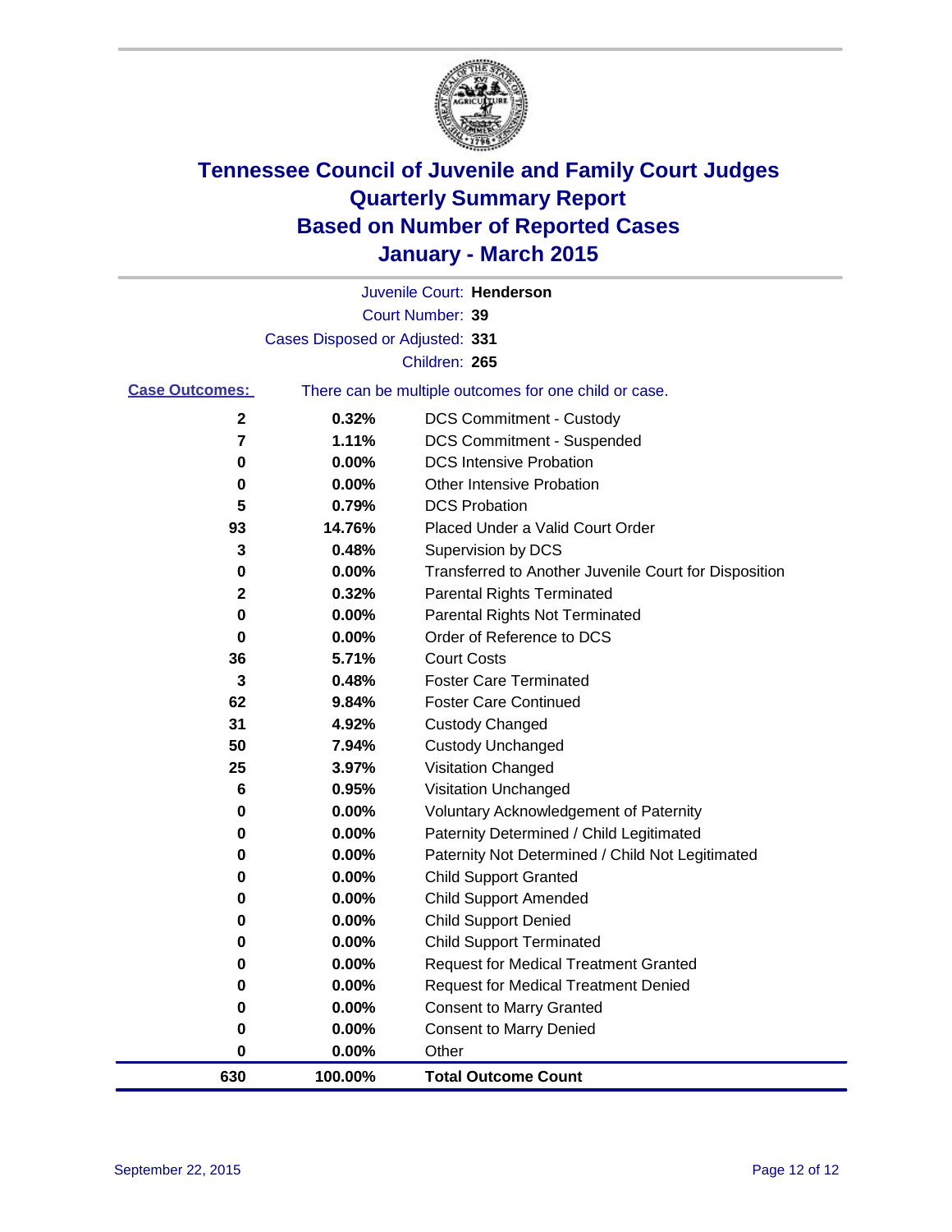# Tennessee Council of Juvenile and Family Court Judges
# Quarterly Summary Report
# Based on Number of Reported Cases
# January - March 2015

Juvenile Court: **Henderson**

Court Number: **39**

Cases Disposed or Adjusted: **331**

Children: **265**

**Case Outcomes:** There can be multiple outcomes for one child or case.

| | | |
|---|---|---|
| **2** | **0.32%** | DCS Commitment - Custody |
| **7** | **1.11%** | DCS Commitment - Suspended |
| **0** | **0.00%** | DCS Intensive Probation |
| **0** | **0.00%** | Other Intensive Probation |
| **5** | **0.79%** | DCS Probation |
| **93** | **14.76%** | Placed Under a Valid Court Order |
| **3** | **0.48%** | Supervision by DCS |
| **0** | **0.00%** | Transferred to Another Juvenile Court for Disposition |
| **2** | **0.32%** | Parental Rights Terminated |
| **0** | **0.00%** | Parental Rights Not Terminated |
| **0** | **0.00%** | Order of Reference to DCS |
| **36** | **5.71%** | Court Costs |
| **3** | **0.48%** | Foster Care Terminated |
| **62** | **9.84%** | Foster Care Continued |
| **31** | **4.92%** | Custody Changed |
| **50** | **7.94%** | Custody Unchanged |
| **25** | **3.97%** | Visitation Changed |
| **6** | **0.95%** | Visitation Unchanged |
| **0** | **0.00%** | Voluntary Acknowledgement of Paternity |
| **0** | **0.00%** | Paternity Determined / Child Legitimated |
| **0** | **0.00%** | Paternity Not Determined / Child Not Legitimated |
| **0** | **0.00%** | Child Support Granted |
| **0** | **0.00%** | Child Support Amended |
| **0** | **0.00%** | Child Support Denied |
| **0** | **0.00%** | Child Support Terminated |
| **0** | **0.00%** | Request for Medical Treatment Granted |
| **0** | **0.00%** | Request for Medical Treatment Denied |
| **0** | **0.00%** | Consent to Marry Granted |
| **0** | **0.00%** | Consent to Marry Denied |
| **0** | **0.00%** | Other |
| **630** | **100.00%** | **Total Outcome Count** |

September 22, 2015